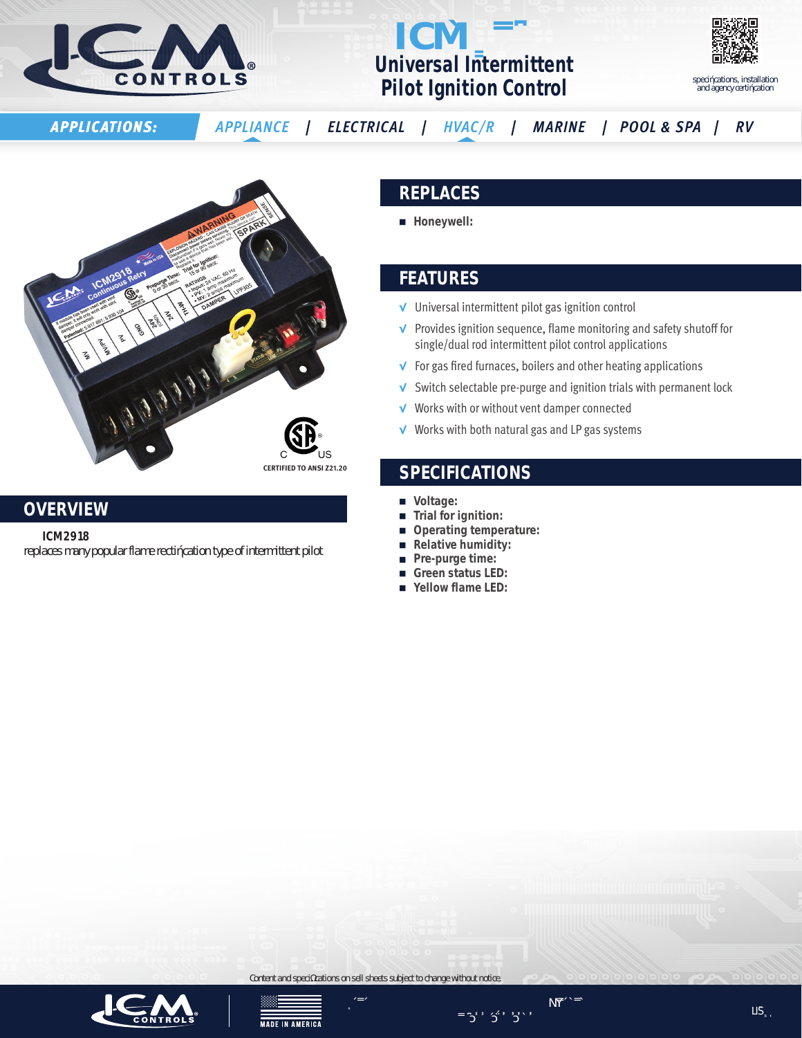# ICM Universal Intermittent Pilot Ignition Control

specifications, installation and agency certification

**APPLICATIONS:** APPLIANCE | ELECTRICAL | HVAC/R | MARINE | POOL & SPA | RV

CERTIFIED TO ANSI Z21.20

## OVERVIEW

**ICM2918**
replaces many popular flame rectification type of intermittent pilot

## REPLACES

- **Honeywell:**

## FEATURES

- √ Universal intermittent pilot gas ignition control
- √ Provides ignition sequence, flame monitoring and safety shutoff for single/dual rod intermittent pilot control applications
- √ For gas fired furnaces, boilers and other heating applications
- √ Switch selectable pre-purge and ignition trials with permanent lock
- √ Works with or without vent damper connected
- √ Works with both natural gas and LP gas systems

## SPECIFICATIONS

- **Voltage:**
- **Trial for ignition:**
- **Operating temperature:**
- **Relative humidity:**
- **Pre-purge time:**
- **Green status LED:**
- **Yellow flame LED:**

Content and specifications on sell sheets subject to change without notice.

MADE IN AMERICA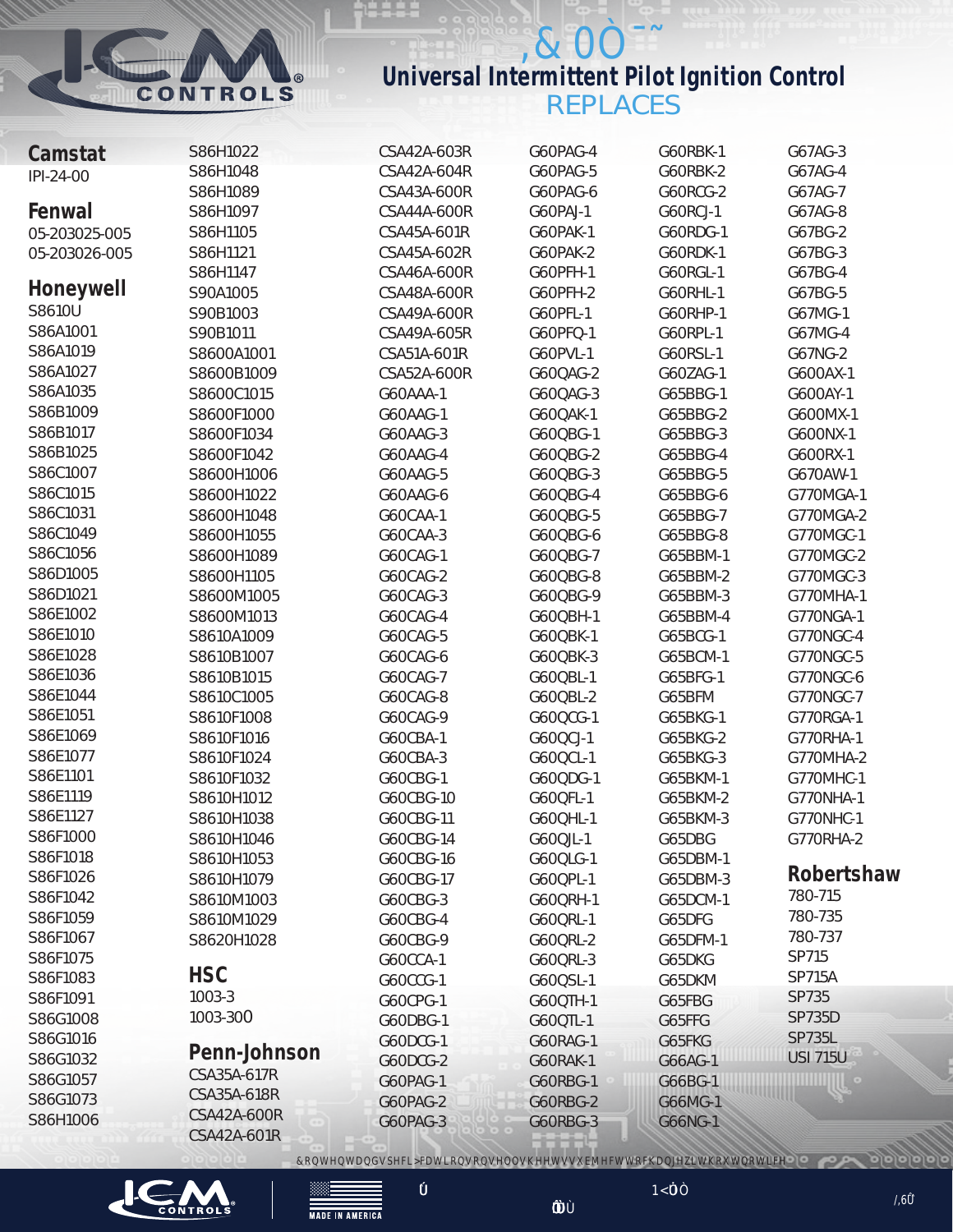## Universal Intermittent Pilot Ignition Control

### REPLACES

**Camstat**
IPI-24-00

**Fenwal**
05-203025-005
05-203026-005

**Honeywell**
S8610U
S86A1001
S86A1019
S86A1027
S86A1035
S86B1009
S86B1017
S86B1025
S86C1007
S86C1015
S86C1031
S86C1049
S86C1056
S86D1005
S86D1021
S86E1002
S86E1010
S86E1028
S86E1036
S86E1044
S86E1051
S86E1069
S86E1077
S86E1101
S86E1119
S86E1127
S86F1000
S86F1018
S86F1026
S86F1042
S86F1059
S86F1067
S86F1075
S86F1083
S86F1091
S86G1008
S86G1016
S86G1032
S86G1057
S86G1073
S86H1006
S86H1022
S86H1048
S86H1089
S86H1097
S86H1105
S86H1121
S86H1147
S90A1005
S90B1003
S90B1011
S8600A1001
S8600B1009
S8600C1015
S8600F1000
S8600F1034
S8600F1042
S8600H1006
S8600H1022
S8600H1048
S8600H1055
S8600H1089
S8600H1105
S8600M1005
S8600M1013
S8610A1009
S8610B1007
S8610B1015
S8610C1005
S8610F1008
S8610F1016
S8610F1024
S8610F1032
S8610H1012
S8610H1038
S8610H1046
S8610H1053
S8610H1079
S8610M1003
S8610M1029
S8620H1028

**HSC**
1003-3
1003-300

**Penn-Johnson**
CSA35A-617R
CSA35A-618R
CSA42A-600R
CSA42A-601R
CSA42A-603R
CSA42A-604R
CSA43A-600R
CSA44A-600R
CSA45A-601R
CSA45A-602R
CSA46A-600R
CSA48A-600R
CSA49A-600R
CSA49A-605R
CSA51A-601R
CSA52A-600R
G60AAA-1
G60AAG-1
G60AAG-3
G60AAG-4
G60AAG-5
G60AAG-6
G60CAA-1
G60CAA-3
G60CAG-1
G60CAG-2
G60CAG-3
G60CAG-4
G60CAG-5
G60CAG-6
G60CAG-7
G60CAG-8
G60CAG-9
G60CBA-1
G60CBA-3
G60CBG-1
G60CBG-10
G60CBG-11
G60CBG-14
G60CBG-16
G60CBG-17
G60CBG-3
G60CBG-4
G60CBG-9
G60CCA-1
G60CCG-1
G60CPG-1
G60DBG-1
G60DCG-1
G60DCG-2
G60PAG-1
G60PAG-2
G60PAG-3
G60PAG-4
G60PAG-5
G60PAG-6
G60PAJ-1
G60PAK-1
G60PAK-2
G60PFH-1
G60PFH-2
G60PFL-1
G60PFQ-1
G60PVL-1
G60QAG-2
G60QAG-3
G60QAK-1
G60QBG-1
G60QBG-2
G60QBG-3
G60QBG-4
G60QBG-5
G60QBG-6
G60QBG-7
G60QBG-8
G60QBG-9
G60QBH-1
G60QBK-1
G60QBK-3
G60QBL-1
G60QBL-2
G60QCG-1
G60QCJ-1
G60QCL-1
G60QDG-1
G60QFL-1
G60QHL-1
G60QJL-1
G60QLG-1
G60QPL-1
G60QRH-1
G60QRL-1
G60QRL-2
G60QRL-3
G60QSL-1
G60QTH-1
G60QTL-1
G60RAG-1
G60RAK-1
G60RBG-1
G60RBG-2
G60RBG-3
G60RBK-1
G60RBK-2
G60RCG-2
G60RCJ-1
G60RDG-1
G60RDK-1
G60RGL-1
G60RHL-1
G60RHP-1
G60RPL-1
G60RSL-1
G60ZAG-1
G65BBG-1
G65BBG-2
G65BBG-3
G65BBG-4
G65BBG-5
G65BBG-6
G65BBG-7
G65BBG-8
G65BBM-1
G65BBM-2
G65BBM-3
G65BBM-4
G65BCG-1
G65BCM-1
G65BFG-1
G65BFM
G65BKG-1
G65BKG-2
G65BKG-3
G65BKM-1
G65BKM-2
G65BKM-3
G65DBG
G65DBM-1
G65DBM-3
G65DCM-1
G65DFG
G65DFM-1
G65DKG
G65DKM
G65FBG
G65FFG
G65FKG
G66AG-1
G66BG-1
G66MG-1
G66NG-1
G67AG-3
G67AG-4
G67AG-7
G67AG-8
G67BG-2
G67BG-3
G67BG-4
G67BG-5
G67MG-1
G67MG-4
G67NG-2
G600AX-1
G600AY-1
G600MX-1
G600NX-1
G600RX-1
G670AW-1
G770MGA-1
G770MGA-2
G770MGC-1
G770MGC-2
G770MGC-3
G770MHA-1
G770NGA-1
G770NGC-4
G770NGC-5
G770NGC-6
G770NGC-7
G770RGA-1
G770RHA-1
G770MHA-2
G770MHC-1
G770NHA-1
G770NHC-1
G770RHA-2

**Robertshaw**
780-715
780-735
780-737
SP715
SP715A
SP735
SP735D
SP735L
USI 715U

MADE IN AMERICA